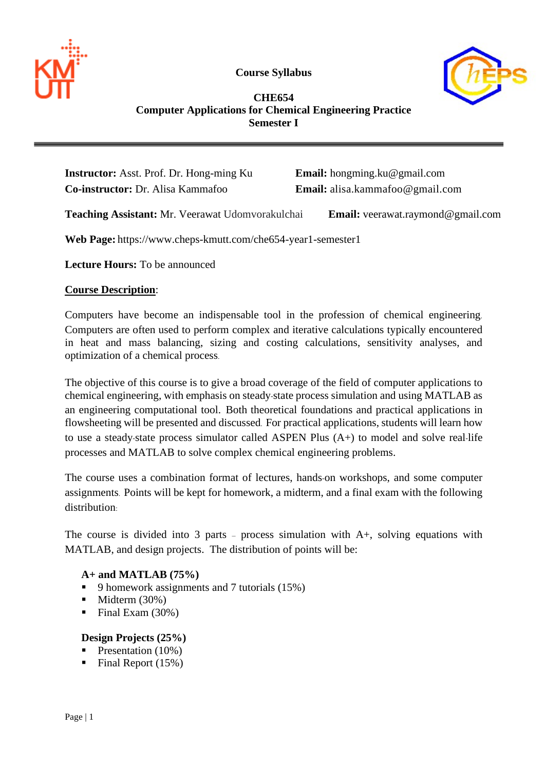**Course Syllabus**

**CHE654**
**Computer Applications for Chemical Engineering Practice**
**Semester I**

---

**Instructor:** Asst. Prof. Dr. Hong-ming Ku    **Email:** hongming.ku@gmail.com
**Co-instructor:** Dr. Alisa Kammafoo    **Email:** alisa.kammafoo@gmail.com

**Teaching Assistant:** Mr. Veerawat Udomvorakulchai    **Email:** veerawat.raymond@gmail.com

**Web Page:** https://www.cheps-kmutt.com/che654-year1-semester1

**Lecture Hours:** To be announced

**Course Description**:

Computers have become an indispensable tool in the profession of chemical engineering. Computers are often used to perform complex and iterative calculations typically encountered in heat and mass balancing, sizing and costing calculations, sensitivity analyses, and optimization of a chemical process.

The objective of this course is to give a broad coverage of the field of computer applications to chemical engineering, with emphasis on steady-state process simulation and using MATLAB as an engineering computational tool. Both theoretical foundations and practical applications in flowsheeting will be presented and discussed. For practical applications, students will learn how to use a steady-state process simulator called ASPEN Plus (A+) to model and solve real-life processes and MATLAB to solve complex chemical engineering problems.

The course uses a combination format of lectures, hands-on workshops, and some computer assignments. Points will be kept for homework, a midterm, and a final exam with the following distribution:

The course is divided into 3 parts – process simulation with A+, solving equations with MATLAB, and design projects. The distribution of points will be:

**A+ and MATLAB (75%)**

- 9 homework assignments and 7 tutorials (15%)
- Midterm (30%)
- Final Exam (30%)

**Design Projects (25%)**

- Presentation (10%)
- Final Report (15%)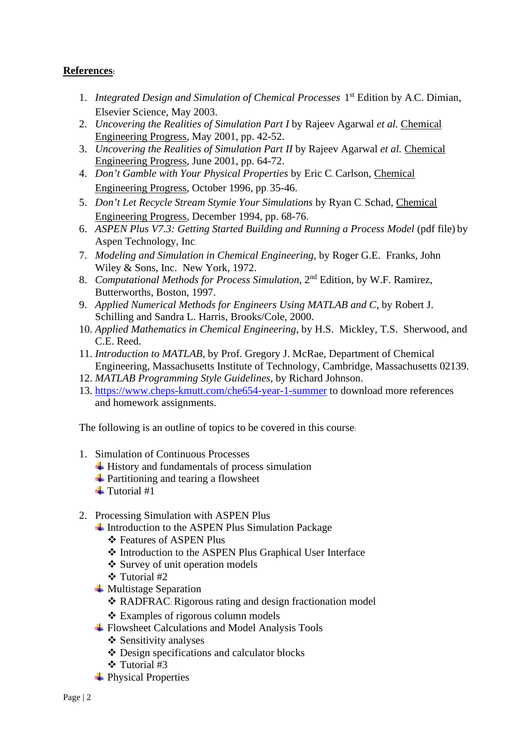**References:**

1. *Integrated Design and Simulation of Chemical Processes* 1st Edition by A.C. Dimian, Elsevier Science, May 2003.
2. *Uncovering the Realities of Simulation Part I* by Rajeev Agarwal *et al.* Chemical Engineering Progress, May 2001, pp. 42-52.
3. *Uncovering the Realities of Simulation Part II* by Rajeev Agarwal *et al.* Chemical Engineering Progress, June 2001, pp. 64-72.
4. *Don't Gamble with Your Physical Properties* by Eric C. Carlson, Chemical Engineering Progress, October 1996, pp. 35-46.
5. *Don't Let Recycle Stream Stymie Your Simulations* by Ryan C. Schad, Chemical Engineering Progress, December 1994, pp. 68-76.
6. *ASPEN Plus V7.3: Getting Started Building and Running a Process Model* (pdf file) by Aspen Technology, Inc.
7. *Modeling and Simulation in Chemical Engineering*, by Roger G.E. Franks, John Wiley & Sons, Inc. New York, 1972.
8. *Computational Methods for Process Simulation*, 2nd Edition, by W.F. Ramirez, Butterworths, Boston, 1997.
9. *Applied Numerical Methods for Engineers Using MATLAB and C*, by Robert J. Schilling and Sandra L. Harris, Brooks/Cole, 2000.
10. *Applied Mathematics in Chemical Engineering*, by H.S. Mickley, T.S. Sherwood, and C.E. Reed.
11. *Introduction to MATLAB*, by Prof. Gregory J. McRae, Department of Chemical Engineering, Massachusetts Institute of Technology, Cambridge, Massachusetts 02139.
12. *MATLAB Programming Style Guidelines*, by Richard Johnson.
13. https://www.cheps-kmutt.com/che654-year-1-summer to download more references and homework assignments.

The following is an outline of topics to be covered in this course:

1. Simulation of Continuous Processes
   - History and fundamentals of process simulation
   - Partitioning and tearing a flowsheet
   - Tutorial #1

2. Processing Simulation with ASPEN Plus
   - Introduction to the ASPEN Plus Simulation Package
     - Features of ASPEN Plus
     - Introduction to the ASPEN Plus Graphical User Interface
     - Survey of unit operation models
     - Tutorial #2
   - Multistage Separation
     - RADFRAC: Rigorous rating and design fractionation model
     - Examples of rigorous column models
   - Flowsheet Calculations and Model Analysis Tools
     - Sensitivity analyses
     - Design specifications and calculator blocks
     - Tutorial #3
   - Physical Properties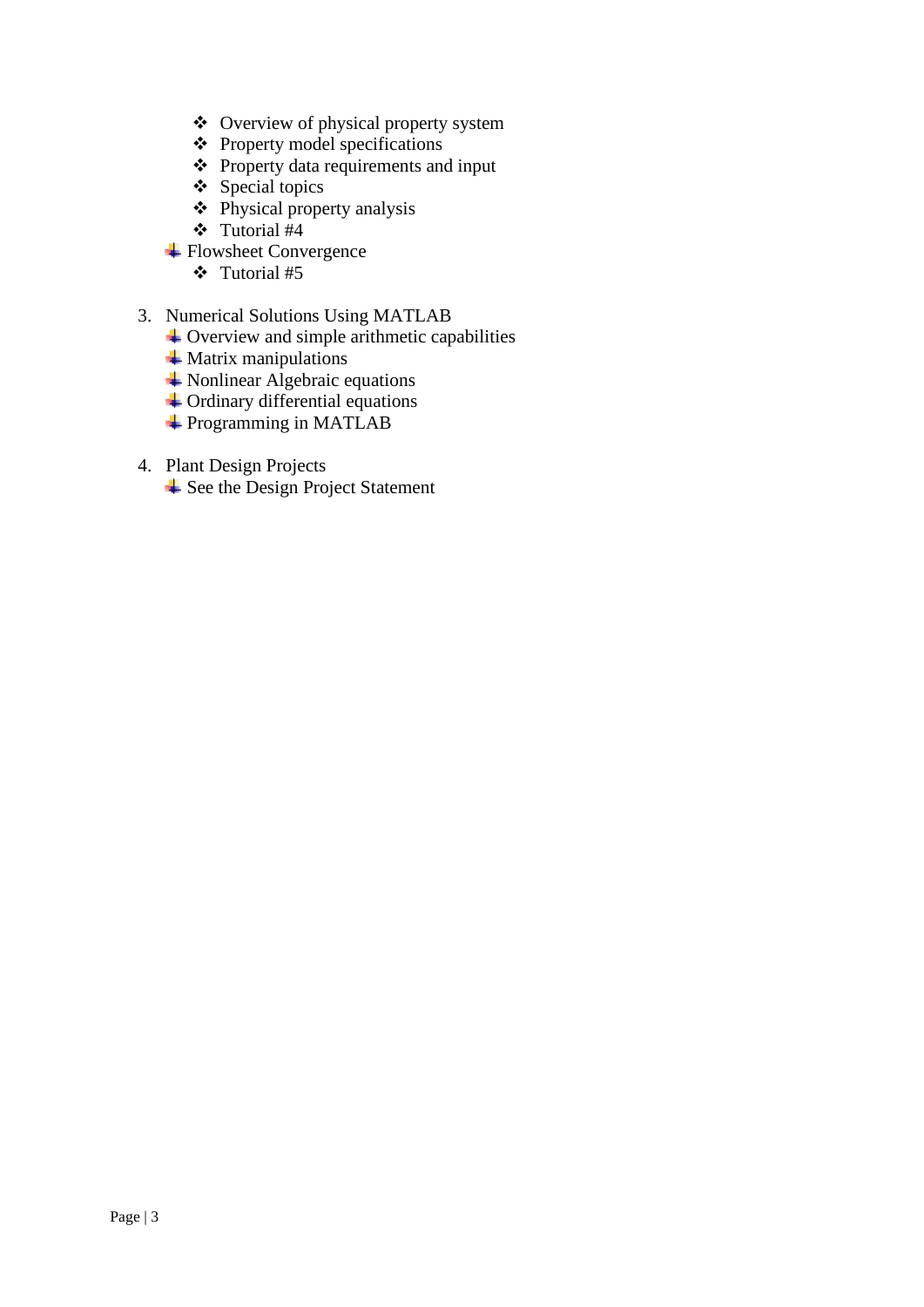- Overview of physical property system
    - Property model specifications
    - Property data requirements and input
    - Special topics
    - Physical property analysis
    - Tutorial #4
  - Flowsheet Convergence
    - Tutorial #5

3. Numerical Solutions Using MATLAB
   - Overview and simple arithmetic capabilities
   - Matrix manipulations
   - Nonlinear Algebraic equations
   - Ordinary differential equations
   - Programming in MATLAB

4. Plant Design Projects
   - See the Design Project Statement